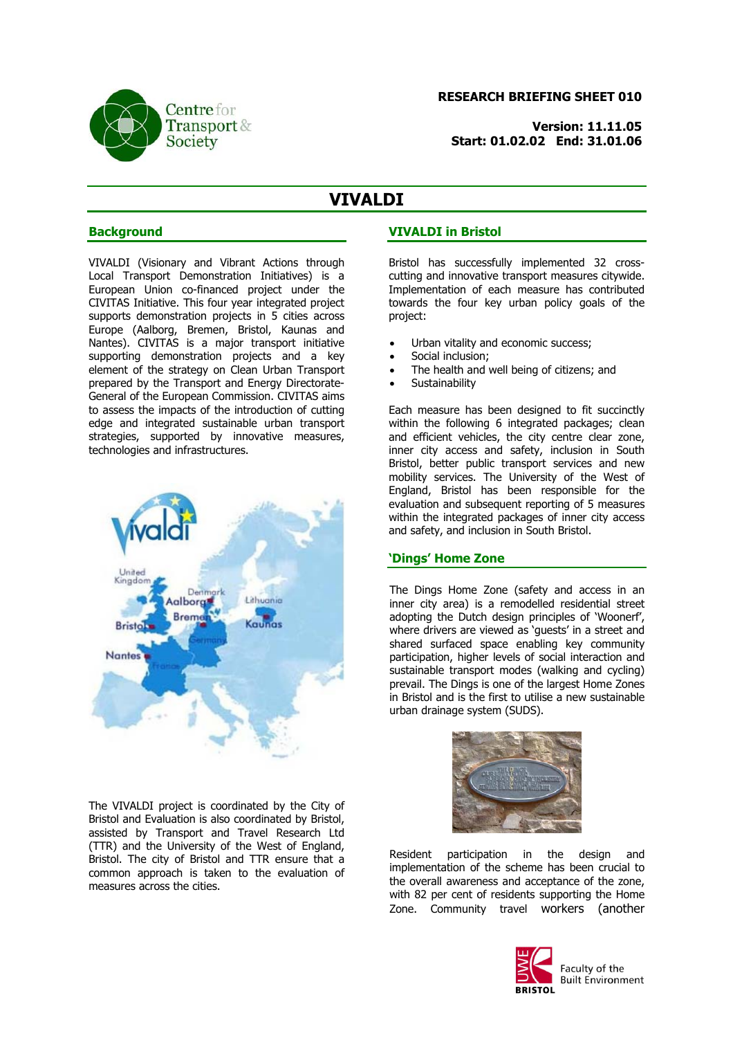RESEARCH BRIEFING SHEET 010

Version: 11.11.05
Start: 01.02.02 End: 31.01.06

# VIVALDI

## Background

VIVALDI (Visionary and Vibrant Actions through Local Transport Demonstration Initiatives) is a European Union co-financed project under the CIVITAS Initiative. This four year integrated project supports demonstration projects in 5 cities across Europe (Aalborg, Bremen, Bristol, Kaunas and Nantes). CIVITAS is a major transport initiative supporting demonstration projects and a key element of the strategy on Clean Urban Transport prepared by the Transport and Energy Directorate-General of the European Commission. CIVITAS aims to assess the impacts of the introduction of cutting edge and integrated sustainable urban transport strategies, supported by innovative measures, technologies and infrastructures.

The VIVALDI project is coordinated by the City of Bristol and Evaluation is also coordinated by Bristol, assisted by Transport and Travel Research Ltd (TTR) and the University of the West of England, Bristol. The city of Bristol and TTR ensure that a common approach is taken to the evaluation of measures across the cities.

## VIVALDI in Bristol

Bristol has successfully implemented 32 cross-cutting and innovative transport measures citywide. Implementation of each measure has contributed towards the four key urban policy goals of the project:

- Urban vitality and economic success;
- Social inclusion;
- The health and well being of citizens; and
- Sustainability

Each measure has been designed to fit succinctly within the following 6 integrated packages; clean and efficient vehicles, the city centre clear zone, inner city access and safety, inclusion in South Bristol, better public transport services and new mobility services. The University of the West of England, Bristol has been responsible for the evaluation and subsequent reporting of 5 measures within the integrated packages of inner city access and safety, and inclusion in South Bristol.

## 'Dings' Home Zone

The Dings Home Zone (safety and access in an inner city area) is a remodelled residential street adopting the Dutch design principles of 'Woonerf', where drivers are viewed as 'guests' in a street and shared surfaced space enabling key community participation, higher levels of social interaction and sustainable transport modes (walking and cycling) prevail. The Dings is one of the largest Home Zones in Bristol and is the first to utilise a new sustainable urban drainage system (SUDS).

Resident participation in the design and implementation of the scheme has been crucial to the overall awareness and acceptance of the zone, with 82 per cent of residents supporting the Home Zone. Community travel workers (another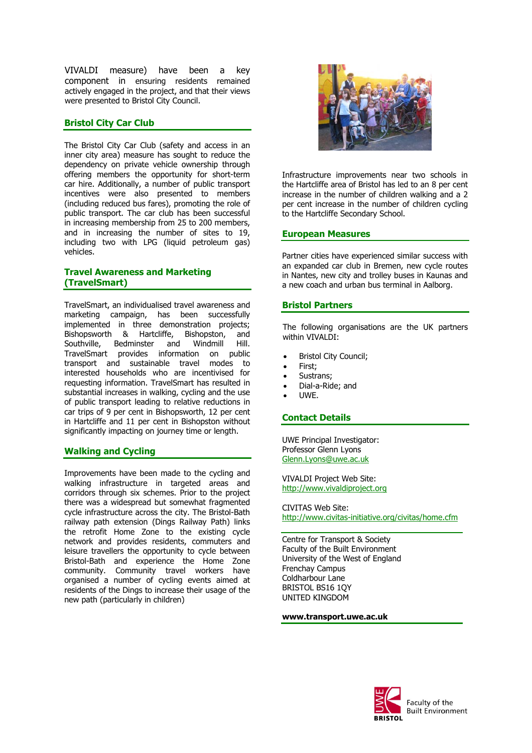VIVALDI measure) have been a key component in ensuring residents remained actively engaged in the project, and that their views were presented to Bristol City Council.

## Bristol City Car Club

The Bristol City Car Club (safety and access in an inner city area) measure has sought to reduce the dependency on private vehicle ownership through offering members the opportunity for short-term car hire. Additionally, a number of public transport incentives were also presented to members (including reduced bus fares), promoting the role of public transport. The car club has been successful in increasing membership from 25 to 200 members, and in increasing the number of sites to 19, including two with LPG (liquid petroleum gas) vehicles.

## Travel Awareness and Marketing (TravelSmart)

TravelSmart, an individualised travel awareness and marketing campaign, has been successfully implemented in three demonstration projects; Bishopsworth & Hartcliffe, Bishopston, and Southville, Bedminster and Windmill Hill. TravelSmart provides information on public transport and sustainable travel modes to interested households who are incentivised for requesting information. TravelSmart has resulted in substantial increases in walking, cycling and the use of public transport leading to relative reductions in car trips of 9 per cent in Bishopsworth, 12 per cent in Hartcliffe and 11 per cent in Bishopston without significantly impacting on journey time or length.

## Walking and Cycling

Improvements have been made to the cycling and walking infrastructure in targeted areas and corridors through six schemes. Prior to the project there was a widespread but somewhat fragmented cycle infrastructure across the city. The Bristol-Bath railway path extension (Dings Railway Path) links the retrofit Home Zone to the existing cycle network and provides residents, commuters and leisure travellers the opportunity to cycle between Bristol-Bath and experience the Home Zone community. Community travel workers have organised a number of cycling events aimed at residents of the Dings to increase their usage of the new path (particularly in children)

Infrastructure improvements near two schools in the Hartcliffe area of Bristol has led to an 8 per cent increase in the number of children walking and a 2 per cent increase in the number of children cycling to the Hartcliffe Secondary School.

## European Measures

Partner cities have experienced similar success with an expanded car club in Bremen, new cycle routes in Nantes, new city and trolley buses in Kaunas and a new coach and urban bus terminal in Aalborg.

## Bristol Partners

The following organisations are the UK partners within VIVALDI:

- Bristol City Council;
- First;
- Sustrans;
- Dial-a-Ride; and
- UWE.

## Contact Details

UWE Principal Investigator:
Professor Glenn Lyons
Glenn.Lyons@uwe.ac.uk

VIVALDI Project Web Site:
http://www.vivaldiproject.org

CIVITAS Web Site:
http://www.civitas-initiative.org/civitas/home.cfm

Centre for Transport & Society
Faculty of the Built Environment
University of the West of England
Frenchay Campus
Coldharbour Lane
BRISTOL BS16 1QY
UNITED KINGDOM

**www.transport.uwe.ac.uk**

UWE BRISTOL Faculty of the Built Environment